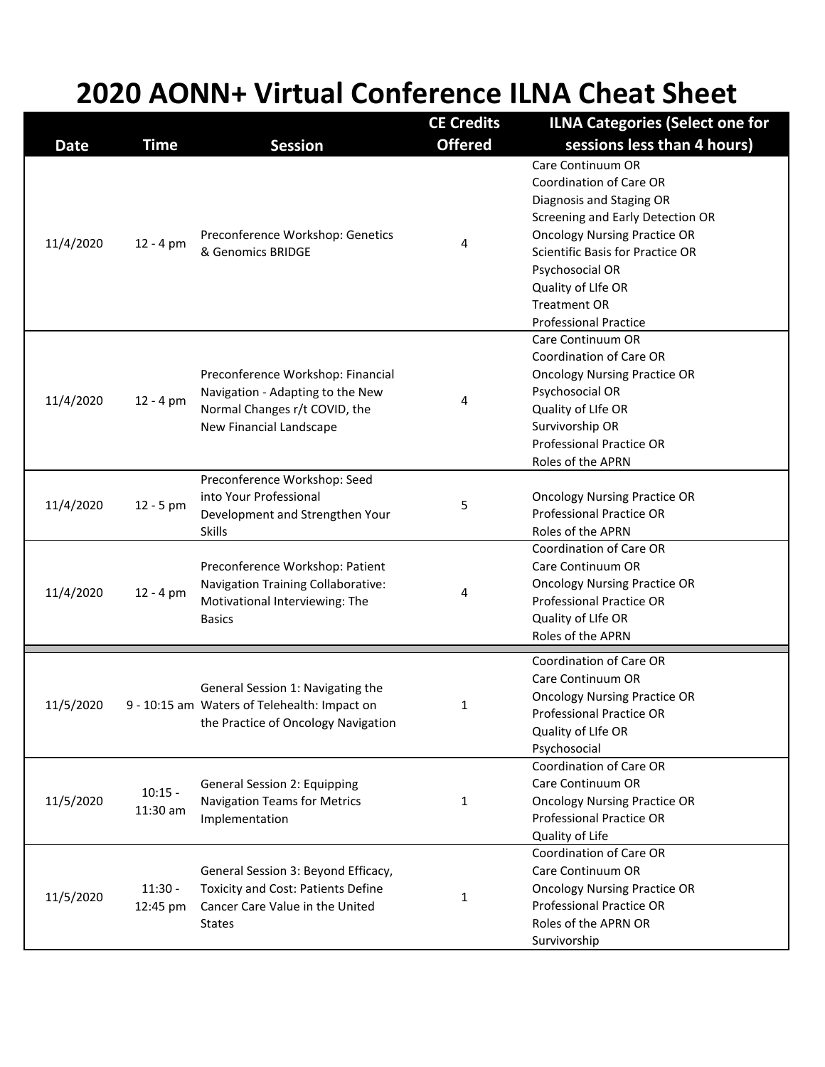# 2020 AONN+ Virtual Conference ILNA Cheat Sheet

| Date | Time | Session | CE Credits Offered | ILNA Categories (Select one for sessions less than 4 hours) |
|---|---|---|---|---|
| 11/4/2020 | 12 - 4 pm | Preconference Workshop: Genetics & Genomics BRIDGE | 4 | Care Continuum OR<br>Coordination of Care OR<br>Diagnosis and Staging OR<br>Screening and Early Detection OR<br>Oncology Nursing Practice OR<br>Scientific Basis for Practice OR<br>Psychosocial OR<br>Quality of LIfe OR<br>Treatment OR<br>Professional Practice |
| 11/4/2020 | 12 - 4 pm | Preconference Workshop: Financial Navigation - Adapting to the New Normal Changes r/t COVID, the New Financial Landscape | 4 | Care Continuum OR<br>Coordination of Care OR<br>Oncology Nursing Practice OR<br>Psychosocial OR<br>Quality of LIfe OR<br>Survivorship OR<br>Professional Practice OR<br>Roles of the APRN |
| 11/4/2020 | 12 - 5 pm | Preconference Workshop: Seed into Your Professional Development and Strengthen Your Skills | 5 | Oncology Nursing Practice OR<br>Professional Practice OR<br>Roles of the APRN |
| 11/4/2020 | 12 - 4 pm | Preconference Workshop: Patient Navigation Training Collaborative: Motivational Interviewing: The Basics | 4 | Coordination of Care OR<br>Care Continuum OR<br>Oncology Nursing Practice OR<br>Professional Practice OR<br>Quality of LIfe OR<br>Roles of the APRN |
| 11/5/2020 | 9 - 10:15 am | General Session 1: Navigating the Waters of Telehealth: Impact on the Practice of Oncology Navigation | 1 | Coordination of Care OR<br>Care Continuum OR<br>Oncology Nursing Practice OR<br>Professional Practice OR<br>Quality of LIfe OR<br>Psychosocial |
| 11/5/2020 | 10:15 - 11:30 am | General Session 2: Equipping Navigation Teams for Metrics Implementation | 1 | Coordination of Care OR<br>Care Continuum OR<br>Oncology Nursing Practice OR<br>Professional Practice OR<br>Quality of Life |
| 11/5/2020 | 11:30 - 12:45 pm | General Session 3: Beyond Efficacy, Toxicity and Cost: Patients Define Cancer Care Value in the United States | 1 | Coordination of Care OR<br>Care Continuum OR<br>Oncology Nursing Practice OR<br>Professional Practice OR<br>Roles of the APRN OR<br>Survivorship |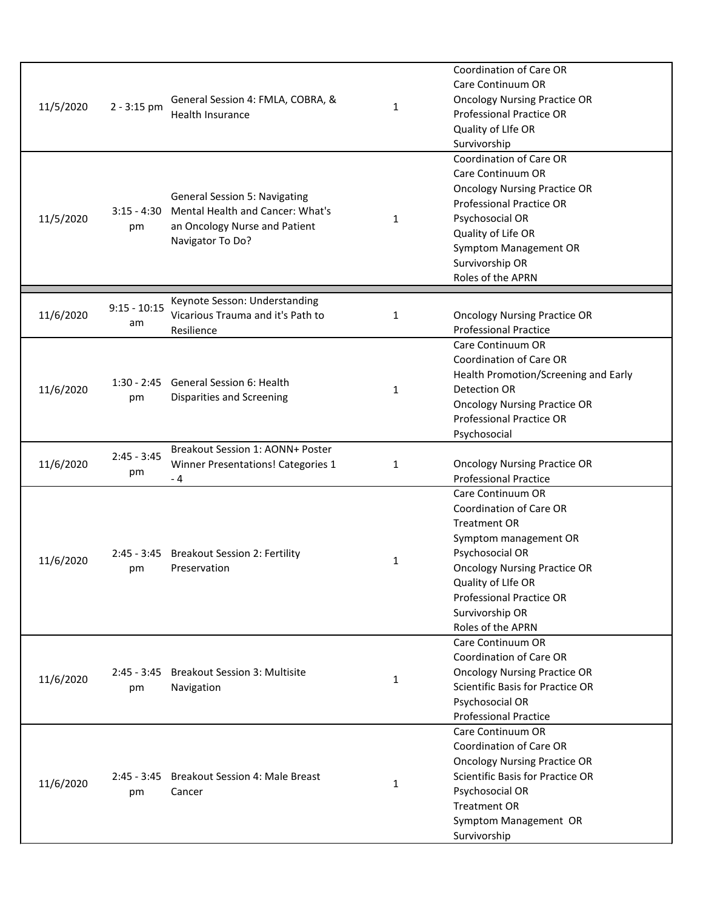| | | | | |
|---|---|---|---|---|
| 11/5/2020 | 2 - 3:15 pm | General Session 4: FMLA, COBRA, & Health Insurance | 1 | Coordination of Care OR<br>Care Continuum OR<br>Oncology Nursing Practice OR<br>Professional Practice OR<br>Quality of LIfe OR<br>Survivorship |
| 11/5/2020 | 3:15 - 4:30 pm | General Session 5: Navigating Mental Health and Cancer: What's an Oncology Nurse and Patient Navigator To Do? | 1 | Coordination of Care OR<br>Care Continuum OR<br>Oncology Nursing Practice OR<br>Professional Practice OR<br>Psychosocial OR<br>Quality of Life OR<br>Symptom Management OR<br>Survivorship OR<br>Roles of the APRN |
| | | | | |
| 11/6/2020 | 9:15 - 10:15 am | Keynote Sesson: Understanding Vicarious Trauma and it's Path to Resilience | 1 | Oncology Nursing Practice OR<br>Professional Practice |
| 11/6/2020 | 1:30 - 2:45 pm | General Session 6: Health Disparities and Screening | 1 | Care Continuum OR<br>Coordination of Care OR<br>Health Promotion/Screening and Early Detection OR<br>Oncology Nursing Practice OR<br>Professional Practice OR<br>Psychosocial |
| 11/6/2020 | 2:45 - 3:45 pm | Breakout Session 1: AONN+ Poster Winner Presentations! Categories 1 - 4 | 1 | Oncology Nursing Practice OR<br>Professional Practice |
| 11/6/2020 | 2:45 - 3:45 pm | Breakout Session 2: Fertility Preservation | 1 | Care Continuum OR<br>Coordination of Care OR<br>Treatment OR<br>Symptom management OR<br>Psychosocial OR<br>Oncology Nursing Practice OR<br>Quality of LIfe OR<br>Professional Practice OR<br>Survivorship OR<br>Roles of the APRN |
| 11/6/2020 | 2:45 - 3:45 pm | Breakout Session 3: Multisite Navigation | 1 | Care Continuum OR<br>Coordination of Care OR<br>Oncology Nursing Practice OR<br>Scientific Basis for Practice OR<br>Psychosocial OR<br>Professional Practice |
| 11/6/2020 | 2:45 - 3:45 pm | Breakout Session 4: Male Breast Cancer | 1 | Care Continuum OR<br>Coordination of Care OR<br>Oncology Nursing Practice OR<br>Scientific Basis for Practice OR<br>Psychosocial OR<br>Treatment OR<br>Symptom Management OR<br>Survivorship |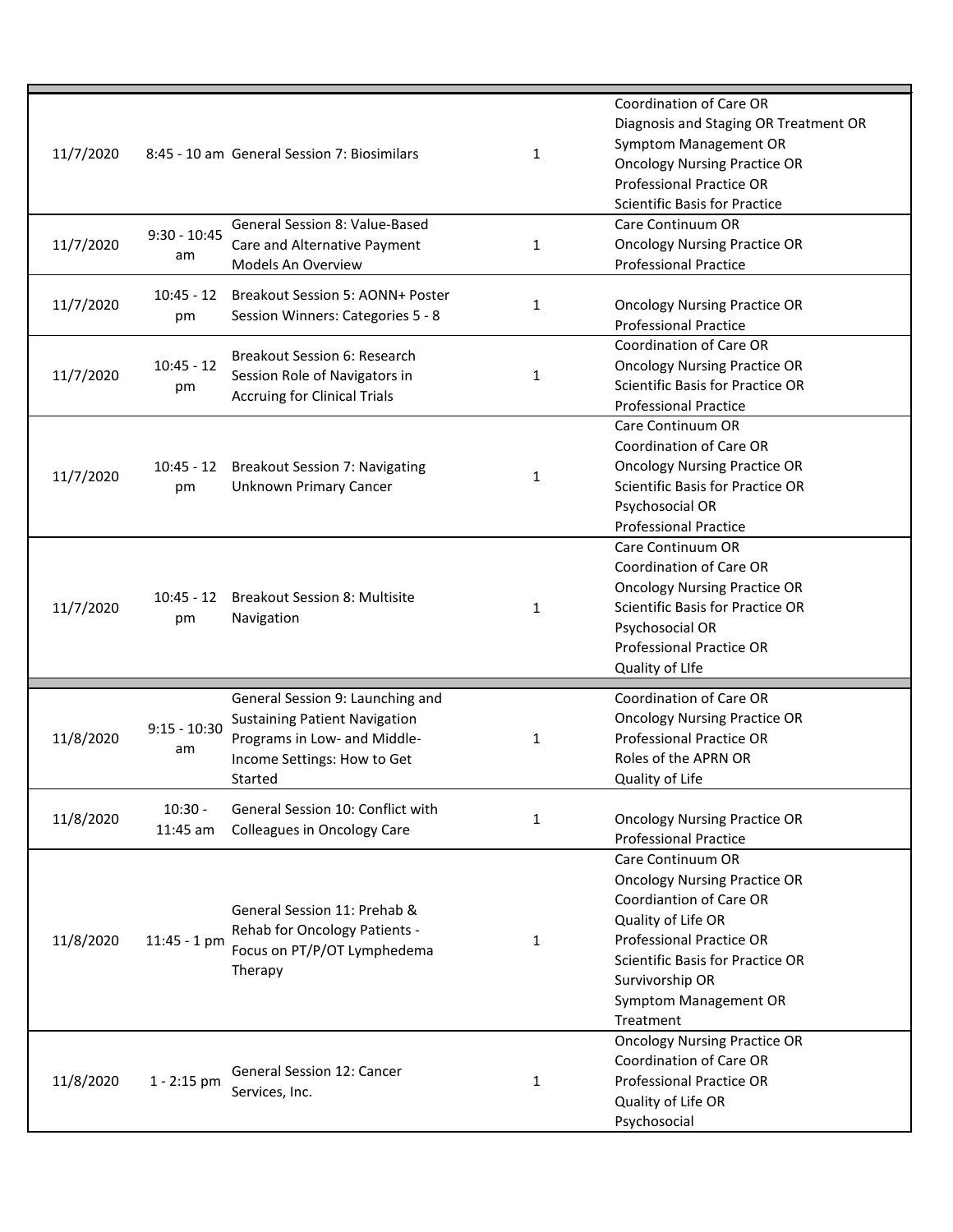| | | | | |
|---|---|---|---|---|
| 11/7/2020 | 8:45 - 10 am | General Session 7: Biosimilars | 1 | Coordination of Care OR<br>Diagnosis and Staging OR Treatment OR<br>Symptom Management OR<br>Oncology Nursing Practice OR<br>Professional Practice OR<br>Scientific Basis for Practice |
| 11/7/2020 | 9:30 - 10:45 am | General Session 8: Value-Based Care and Alternative Payment Models An Overview | 1 | Care Continuum OR<br>Oncology Nursing Practice OR<br>Professional Practice |
| 11/7/2020 | 10:45 - 12 pm | Breakout Session 5: AONN+ Poster Session Winners: Categories 5 - 8 | 1 | Oncology Nursing Practice OR<br>Professional Practice |
| 11/7/2020 | 10:45 - 12 pm | Breakout Session 6: Research Session Role of Navigators in Accruing for Clinical Trials | 1 | Coordination of Care OR<br>Oncology Nursing Practice OR<br>Scientific Basis for Practice OR<br>Professional Practice |
| 11/7/2020 | 10:45 - 12 pm | Breakout Session 7: Navigating Unknown Primary Cancer | 1 | Care Continuum OR<br>Coordination of Care OR<br>Oncology Nursing Practice OR<br>Scientific Basis for Practice OR<br>Psychosocial OR<br>Professional Practice |
| 11/7/2020 | 10:45 - 12 pm | Breakout Session 8: Multisite Navigation | 1 | Care Continuum OR<br>Coordination of Care OR<br>Oncology Nursing Practice OR<br>Scientific Basis for Practice OR<br>Psychosocial OR<br>Professional Practice OR<br>Quality of LIfe |
| | | | | |
| 11/8/2020 | 9:15 - 10:30 am | General Session 9: Launching and Sustaining Patient Navigation Programs in Low- and Middle-Income Settings: How to Get Started | 1 | Coordination of Care OR<br>Oncology Nursing Practice OR<br>Professional Practice OR<br>Roles of the APRN OR<br>Quality of Life |
| 11/8/2020 | 10:30 - 11:45 am | General Session 10: Conflict with Colleagues in Oncology Care | 1 | Oncology Nursing Practice OR<br>Professional Practice |
| 11/8/2020 | 11:45 - 1 pm | General Session 11: Prehab & Rehab for Oncology Patients - Focus on PT/P/OT Lymphedema Therapy | 1 | Care Continuum OR<br>Oncology Nursing Practice OR<br>Coordiantion of Care OR<br>Quality of Life OR<br>Professional Practice OR<br>Scientific Basis for Practice OR<br>Survivorship OR<br>Symptom Management OR<br>Treatment |
| 11/8/2020 | 1 - 2:15 pm | General Session 12: Cancer Services, Inc. | 1 | Oncology Nursing Practice OR<br>Coordination of Care OR<br>Professional Practice OR<br>Quality of Life OR<br>Psychosocial |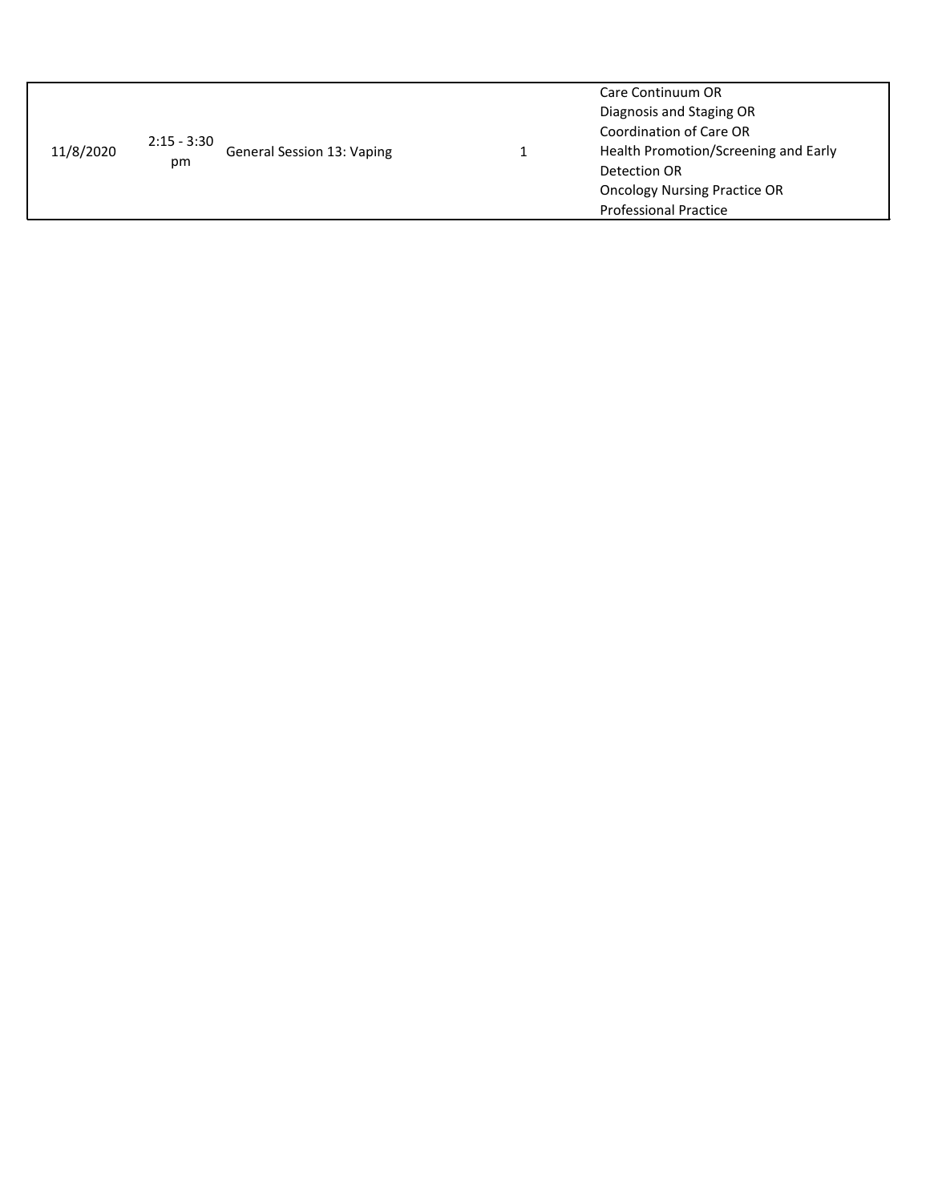| | | | | |
|---|---|---|---|---|
| 11/8/2020 | 2:15 - 3:30 pm | General Session 13: Vaping | 1 | Care Continuum OR<br>Diagnosis and Staging OR<br>Coordination of Care OR<br>Health Promotion/Screening and Early Detection OR<br>Oncology Nursing Practice OR<br>Professional Practice |